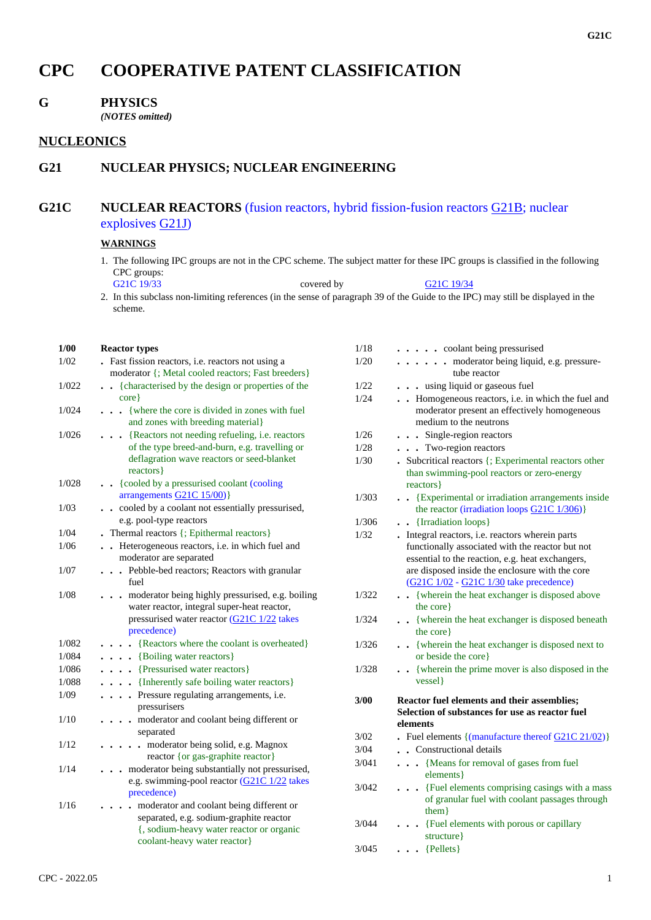# CPC COOPERATIVE PATENT CLASSIFICATION

## G PHYSICS

*(NOTES omitted)*

## NUCLEONICS

## G21 NUCLEAR PHYSICS; NUCLEAR ENGINEERING

## G21C NUCLEAR REACTORS (fusion reactors, hybrid fission-fusion reactors G21B; nuclear explosives G21J)

**WARNINGS**

1. The following IPC groups are not in the CPC scheme. The subject matter for these IPC groups is classified in the following CPC groups:
   G21C 19/33 covered by G21C 19/34
2. In this subclass non-limiting references (in the sense of paragraph 39 of the Guide to the IPC) may still be displayed in the scheme.

| | |
|---|---|
| **1/00** | **Reactor types** |
| 1/02 | . Fast fission reactors, i.e. reactors not using a moderator {; Metal cooled reactors; Fast breeders} |
| 1/022 | . . {characterised by the design or properties of the core} |
| 1/024 | . . . {where the core is divided in zones with fuel and zones with breeding material} |
| 1/026 | . . . {Reactors not needing refueling, i.e. reactors of the type breed-and-burn, e.g. travelling or deflagration wave reactors or seed-blanket reactors} |
| 1/028 | . . {cooled by a pressurised coolant (cooling arrangements G21C 15/00)} |
| 1/03 | . . cooled by a coolant not essentially pressurised, e.g. pool-type reactors |
| 1/04 | . Thermal reactors {; Epithermal reactors} |
| 1/06 | . . Heterogeneous reactors, i.e. in which fuel and moderator are separated |
| 1/07 | . . . Pebble-bed reactors; Reactors with granular fuel |
| 1/08 | . . . moderator being highly pressurised, e.g. boiling water reactor, integral super-heat reactor, pressurised water reactor (G21C 1/22 takes precedence) |
| 1/082 | . . . . {Reactors where the coolant is overheated} |
| 1/084 | . . . . {Boiling water reactors} |
| 1/086 | . . . . {Pressurised water reactors} |
| 1/088 | . . . . {Inherently safe boiling water reactors} |
| 1/09 | . . . . Pressure regulating arrangements, i.e. pressurisers |
| 1/10 | . . . . moderator and coolant being different or separated |
| 1/12 | . . . . . moderator being solid, e.g. Magnox reactor {or gas-graphite reactor} |
| 1/14 | . . . moderator being substantially not pressurised, e.g. swimming-pool reactor (G21C 1/22 takes precedence) |
| 1/16 | . . . . moderator and coolant being different or separated, e.g. sodium-graphite reactor {, sodium-heavy water reactor or organic coolant-heavy water reactor} |
| 1/18 | . . . . . coolant being pressurised |
| 1/20 | . . . . . . moderator being liquid, e.g. pressure-tube reactor |
| 1/22 | . . . using liquid or gaseous fuel |
| 1/24 | . . Homogeneous reactors, i.e. in which the fuel and moderator present an effectively homogeneous medium to the neutrons |
| 1/26 | . . . Single-region reactors |
| 1/28 | . . . Two-region reactors |
| 1/30 | . Subcritical reactors {; Experimental reactors other than swimming-pool reactors or zero-energy reactors} |
| 1/303 | . . {Experimental or irradiation arrangements inside the reactor (irradiation loops G21C 1/306)} |
| 1/306 | . . {Irradiation loops} |
| 1/32 | . Integral reactors, i.e. reactors wherein parts functionally associated with the reactor but not essential to the reaction, e.g. heat exchangers, are disposed inside the enclosure with the core (G21C 1/02 - G21C 1/30 take precedence) |
| 1/322 | . . {wherein the heat exchanger is disposed above the core} |
| 1/324 | . . {wherein the heat exchanger is disposed beneath the core} |
| 1/326 | . . {wherein the heat exchanger is disposed next to or beside the core} |
| 1/328 | . . {wherein the prime mover is also disposed in the vessel} |
| **3/00** | **Reactor fuel elements and their assemblies; Selection of substances for use as reactor fuel elements** |
| 3/02 | . Fuel elements {(manufacture thereof G21C 21/02)} |
| 3/04 | . . Constructional details |
| 3/041 | . . . {Means for removal of gases from fuel elements} |
| 3/042 | . . . {Fuel elements comprising casings with a mass of granular fuel with coolant passages through them} |
| 3/044 | . . . {Fuel elements with porous or capillary structure} |
| 3/045 | . . . {Pellets} |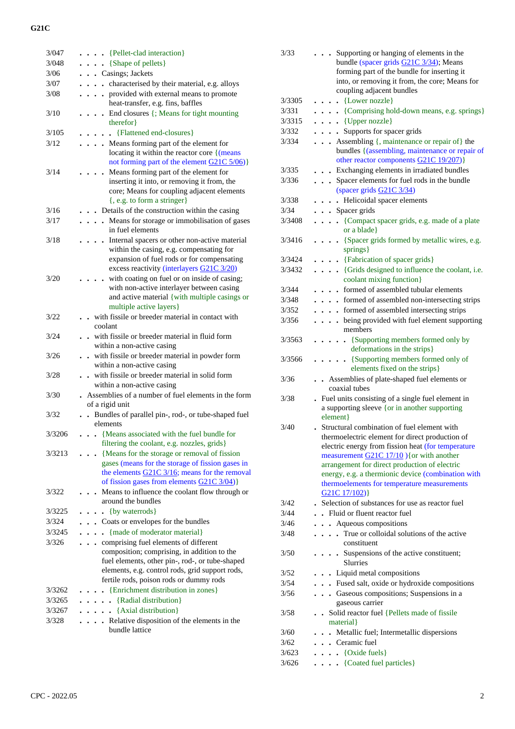3/047 . . . . {Pellet-clad interaction}
3/048 . . . . {Shape of pellets}
3/06 . . . Casings; Jackets
3/07 . . . . characterised by their material, e.g. alloys
3/08 . . . . provided with external means to promote heat-transfer, e.g. fins, baffles
3/10 . . . . End closures {; Means for tight mounting therefor}
3/105 . . . . . {Flattened end-closures}
3/12 . . . . Means forming part of the element for locating it within the reactor core {(means not forming part of the element G21C 5/06)}
3/14 . . . . Means forming part of the element for inserting it into, or removing it from, the core; Means for coupling adjacent elements {, e.g. to form a stringer}
3/16 . . . Details of the construction within the casing
3/17 . . . . Means for storage or immobilisation of gases in fuel elements
3/18 . . . . Internal spacers or other non-active material within the casing, e.g. compensating for expansion of fuel rods or for compensating excess reactivity (interlayers G21C 3/20)
3/20 . . . . with coating on fuel or on inside of casing; with non-active interlayer between casing and active material {with multiple casings or multiple active layers}
3/22 . . with fissile or breeder material in contact with coolant
3/24 . . with fissile or breeder material in fluid form within a non-active casing
3/26 . . with fissile or breeder material in powder form within a non-active casing
3/28 . . with fissile or breeder material in solid form within a non-active casing
3/30 . Assemblies of a number of fuel elements in the form of a rigid unit
3/32 . . Bundles of parallel pin-, rod-, or tube-shaped fuel elements
3/3206 . . . {Means associated with the fuel bundle for filtering the coolant, e.g. nozzles, grids}
3/3213 . . . {Means for the storage or removal of fission gases (means for the storage of fission gases in the elements G21C 3/16; means for the removal of fission gases from elements G21C 3/04)}
3/322 . . . Means to influence the coolant flow through or around the bundles
3/3225 . . . . {by waterrods}
3/324 . . . Coats or envelopes for the bundles
3/3245 . . . . {made of moderator material}
3/326 . . . comprising fuel elements of different composition; comprising, in addition to the fuel elements, other pin-, rod-, or tube-shaped elements, e.g. control rods, grid support rods, fertile rods, poison rods or dummy rods
3/3262 . . . . {Enrichment distribution in zones}
3/3265 . . . . . {Radial distribution}
3/3267 . . . . . {Axial distribution}
3/328 . . . . Relative disposition of the elements in the bundle lattice
3/33 . . . Supporting or hanging of elements in the bundle (spacer grids G21C 3/34); Means forming part of the bundle for inserting it into, or removing it from, the core; Means for coupling adjacent bundles
3/3305 . . . . {Lower nozzle}
3/331 . . . . {Comprising hold-down means, e.g. springs}
3/3315 . . . . {Upper nozzle}
3/332 . . . . Supports for spacer grids
3/334 . . . Assembling {, maintenance or repair of} the bundles {(assembling, maintenance or repair of other reactor components G21C 19/207)}
3/335 . . . Exchanging elements in irradiated bundles
3/336 . . . Spacer elements for fuel rods in the bundle (spacer grids G21C 3/34)
3/338 . . . . Helicoidal spacer elements
3/34 . . . Spacer grids
3/3408 . . . . {Compact spacer grids, e.g. made of a plate or a blade}
3/3416 . . . . {Spacer grids formed by metallic wires, e.g. springs}
3/3424 . . . . {Fabrication of spacer grids}
3/3432 . . . . {Grids designed to influence the coolant, i.e. coolant mixing function}
3/344 . . . . formed of assembled tubular elements
3/348 . . . . formed of assembled non-intersecting strips
3/352 . . . . formed of assembled intersecting strips
3/356 . . . . being provided with fuel element supporting members
3/3563 . . . . . {Supporting members formed only by deformations in the strips}
3/3566 . . . . . {Supporting members formed only of elements fixed on the strips}
3/36 . . Assemblies of plate-shaped fuel elements or coaxial tubes
3/38 . Fuel units consisting of a single fuel element in a supporting sleeve {or in another supporting element}
3/40 . Structural combination of fuel element with thermoelectric element for direct production of electric energy from fission heat (for temperature measurement G21C 17/10 ){or with another arrangement for direct production of electric energy, e.g. a thermionic device (combination with thermoelements for temperature measurements G21C 17/102)}
3/42 . Selection of substances for use as reactor fuel
3/44 . . Fluid or fluent reactor fuel
3/46 . . . Aqueous compositions
3/48 . . . . True or colloidal solutions of the active constituent
3/50 . . . . Suspensions of the active constituent; Slurries
3/52 . . . Liquid metal compositions
3/54 . . . Fused salt, oxide or hydroxide compositions
3/56 . . . Gaseous compositions; Suspensions in a gaseous carrier
3/58 . . Solid reactor fuel {Pellets made of fissile material}
3/60 . . . Metallic fuel; Intermetallic dispersions
3/62 . . . Ceramic fuel
3/623 . . . . {Oxide fuels}
3/626 . . . . {Coated fuel particles}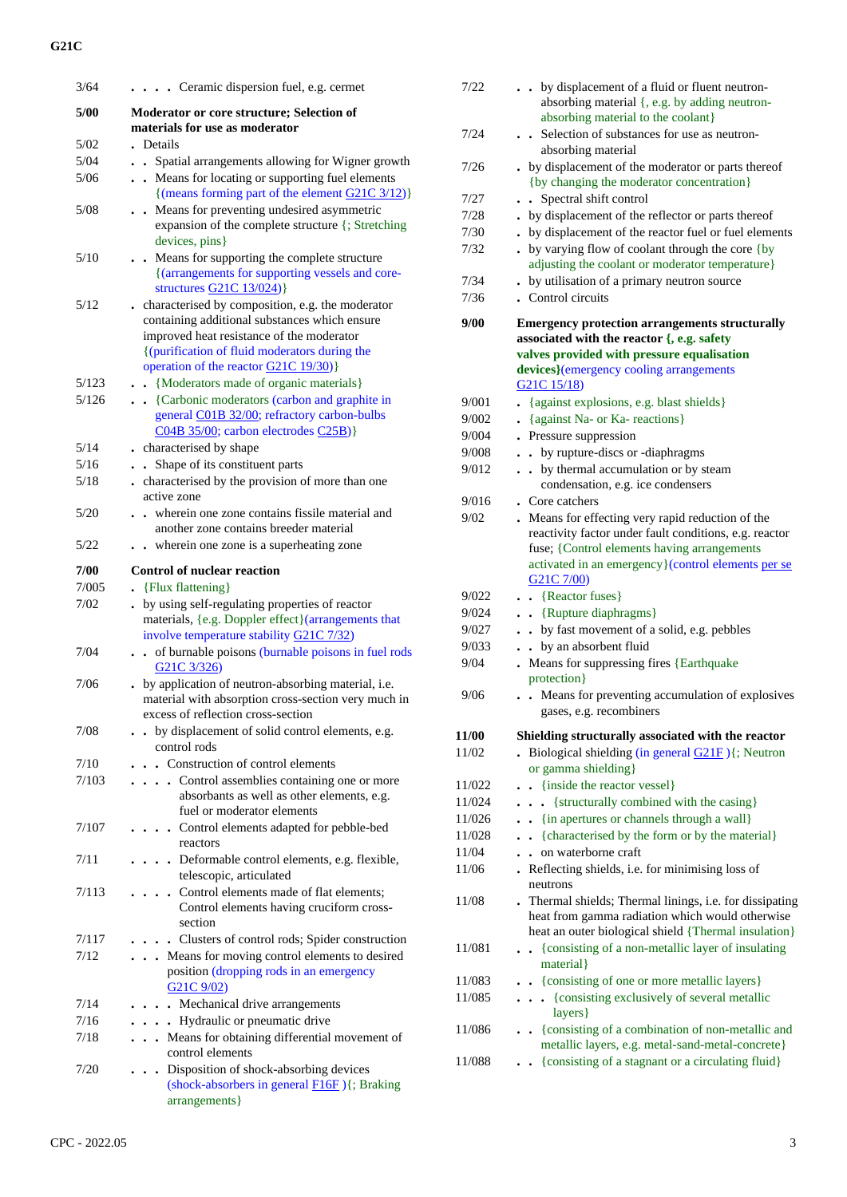G21C

| | |
|---|---|
| 3/64 | . . . . Ceramic dispersion fuel, e.g. cermet |
| **5/00** | **Moderator or core structure; Selection of materials for use as moderator** |
| 5/02 | . Details |
| 5/04 | . . Spatial arrangements allowing for Wigner growth |
| 5/06 | . . Means for locating or supporting fuel elements {(means forming part of the element G21C 3/12)} |
| 5/08 | . . Means for preventing undesired asymmetric expansion of the complete structure {; Stretching devices, pins} |
| 5/10 | . . Means for supporting the complete structure {(arrangements for supporting vessels and core-structures G21C 13/024)} |
| 5/12 | . characterised by composition, e.g. the moderator containing additional substances which ensure improved heat resistance of the moderator {(purification of fluid moderators during the operation of the reactor G21C 19/30)} |
| 5/123 | . . {Moderators made of organic materials} |
| 5/126 | . . {Carbonic moderators (carbon and graphite in general C01B 32/00; refractory carbon-bulbs C04B 35/00; carbon electrodes C25B)} |
| 5/14 | . characterised by shape |
| 5/16 | . . Shape of its constituent parts |
| 5/18 | . characterised by the provision of more than one active zone |
| 5/20 | . . wherein one zone contains fissile material and another zone contains breeder material |
| 5/22 | . . wherein one zone is a superheating zone |
| **7/00** | **Control of nuclear reaction** |
| 7/005 | . {Flux flattening} |
| 7/02 | . by using self-regulating properties of reactor materials, {e.g. Doppler effect}(arrangements that involve temperature stability G21C 7/32) |
| 7/04 | . . of burnable poisons (burnable poisons in fuel rods G21C 3/326) |
| 7/06 | . by application of neutron-absorbing material, i.e. material with absorption cross-section very much in excess of reflection cross-section |
| 7/08 | . . by displacement of solid control elements, e.g. control rods |
| 7/10 | . . . Construction of control elements |
| 7/103 | . . . . Control assemblies containing one or more absorbants as well as other elements, e.g. fuel or moderator elements |
| 7/107 | . . . . Control elements adapted for pebble-bed reactors |
| 7/11 | . . . . Deformable control elements, e.g. flexible, telescopic, articulated |
| 7/113 | . . . . Control elements made of flat elements; Control elements having cruciform cross-section |
| 7/117 | . . . . Clusters of control rods; Spider construction |
| 7/12 | . . . Means for moving control elements to desired position (dropping rods in an emergency G21C 9/02) |
| 7/14 | . . . . Mechanical drive arrangements |
| 7/16 | . . . . Hydraulic or pneumatic drive |
| 7/18 | . . . Means for obtaining differential movement of control elements |
| 7/20 | . . . Disposition of shock-absorbing devices (shock-absorbers in general F16F ){; Braking arrangements} |
| 7/22 | . . by displacement of a fluid or fluent neutron-absorbing material {, e.g. by adding neutron-absorbing material to the coolant} |
| 7/24 | . . Selection of substances for use as neutron-absorbing material |
| 7/26 | . by displacement of the moderator or parts thereof {by changing the moderator concentration} |
| 7/27 | . . Spectral shift control |
| 7/28 | . by displacement of the reflector or parts thereof |
| 7/30 | . by displacement of the reactor fuel or fuel elements |
| 7/32 | . by varying flow of coolant through the core {by adjusting the coolant or moderator temperature} |
| 7/34 | . by utilisation of a primary neutron source |
| 7/36 | . Control circuits |
| **9/00** | **Emergency protection arrangements structurally associated with the reactor {, e.g. safety valves provided with pressure equalisation devices}**(emergency cooling arrangements G21C 15/18) |
| 9/001 | . {against explosions, e.g. blast shields} |
| 9/002 | . {against Na- or Ka- reactions} |
| 9/004 | . Pressure suppression |
| 9/008 | . . by rupture-discs or -diaphragms |
| 9/012 | . . by thermal accumulation or by steam condensation, e.g. ice condensers |
| 9/016 | . Core catchers |
| 9/02 | . Means for effecting very rapid reduction of the reactivity factor under fault conditions, e.g. reactor fuse; {Control elements having arrangements activated in an emergency}(control elements per se G21C 7/00) |
| 9/022 | . . {Reactor fuses} |
| 9/024 | . . {Rupture diaphragms} |
| 9/027 | . . by fast movement of a solid, e.g. pebbles |
| 9/033 | . . by an absorbent fluid |
| 9/04 | . Means for suppressing fires {Earthquake protection} |
| 9/06 | . . Means for preventing accumulation of explosives gases, e.g. recombiners |
| **11/00** | **Shielding structurally associated with the reactor** |
| 11/02 | . Biological shielding (in general G21F ){; Neutron or gamma shielding} |
| 11/022 | . . {inside the reactor vessel} |
| 11/024 | . . . {structurally combined with the casing} |
| 11/026 | . . {in apertures or channels through a wall} |
| 11/028 | . . {characterised by the form or by the material} |
| 11/04 | . . on waterborne craft |
| 11/06 | . Reflecting shields, i.e. for minimising loss of neutrons |
| 11/08 | . Thermal shields; Thermal linings, i.e. for dissipating heat from gamma radiation which would otherwise heat an outer biological shield {Thermal insulation} |
| 11/081 | . . {consisting of a non-metallic layer of insulating material} |
| 11/083 | . . {consisting of one or more metallic layers} |
| 11/085 | . . . {consisting exclusively of several metallic layers} |
| 11/086 | . . {consisting of a combination of non-metallic and metallic layers, e.g. metal-sand-metal-concrete} |
| 11/088 | . . {consisting of a stagnant or a circulating fluid} |

CPC - 2022.05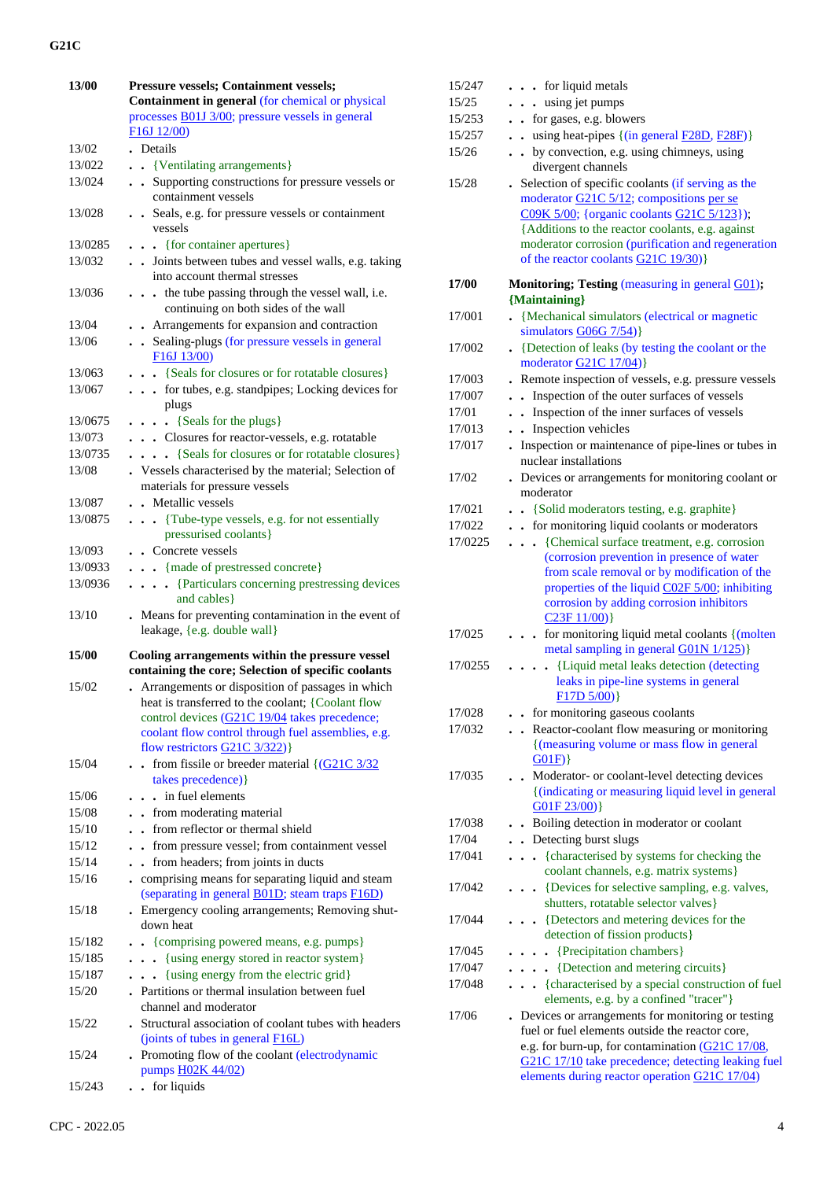| | |
|---|---|
| **13/00** | **Pressure vessels; Containment vessels; Containment in general** (for chemical or physical processes B01J 3/00; pressure vessels in general F16J 12/00) |
| 13/02 | . Details |
| 13/022 | . . {Ventilating arrangements} |
| 13/024 | . . Supporting constructions for pressure vessels or containment vessels |
| 13/028 | . . Seals, e.g. for pressure vessels or containment vessels |
| 13/0285 | . . . {for container apertures} |
| 13/032 | . . Joints between tubes and vessel walls, e.g. taking into account thermal stresses |
| 13/036 | . . . the tube passing through the vessel wall, i.e. continuing on both sides of the wall |
| 13/04 | . . Arrangements for expansion and contraction |
| 13/06 | . . Sealing-plugs (for pressure vessels in general F16J 13/00) |
| 13/063 | . . . {Seals for closures or for rotatable closures} |
| 13/067 | . . . for tubes, e.g. standpipes; Locking devices for plugs |
| 13/0675 | . . . . {Seals for the plugs} |
| 13/073 | . . . Closures for reactor-vessels, e.g. rotatable |
| 13/0735 | . . . . {Seals for closures or for rotatable closures} |
| 13/08 | . Vessels characterised by the material; Selection of materials for pressure vessels |
| 13/087 | . . Metallic vessels |
| 13/0875 | . . . {Tube-type vessels, e.g. for not essentially pressurised coolants} |
| 13/093 | . . Concrete vessels |
| 13/0933 | . . . {made of prestressed concrete} |
| 13/0936 | . . . . {Particulars concerning prestressing devices and cables} |
| 13/10 | . Means for preventing contamination in the event of leakage, {e.g. double wall} |
| **15/00** | **Cooling arrangements within the pressure vessel containing the core; Selection of specific coolants** |
| 15/02 | . Arrangements or disposition of passages in which heat is transferred to the coolant; {Coolant flow control devices (G21C 19/04 takes precedence; coolant flow control through fuel assemblies, e.g. flow restrictors G21C 3/322)} |
| 15/04 | . . from fissile or breeder material {(G21C 3/32 takes precedence)} |
| 15/06 | . . . in fuel elements |
| 15/08 | . . from moderating material |
| 15/10 | . . from reflector or thermal shield |
| 15/12 | . . from pressure vessel; from containment vessel |
| 15/14 | . . from headers; from joints in ducts |
| 15/16 | . comprising means for separating liquid and steam (separating in general B01D; steam traps F16D) |
| 15/18 | . Emergency cooling arrangements; Removing shut-down heat |
| 15/182 | . . {comprising powered means, e.g. pumps} |
| 15/185 | . . . {using energy stored in reactor system} |
| 15/187 | . . . {using energy from the electric grid} |
| 15/20 | . Partitions or thermal insulation between fuel channel and moderator |
| 15/22 | . Structural association of coolant tubes with headers (joints of tubes in general F16L) |
| 15/24 | . Promoting flow of the coolant (electrodynamic pumps H02K 44/02) |
| 15/243 | . . for liquids |
| 15/247 | . . . for liquid metals |
| 15/25 | . . . using jet pumps |
| 15/253 | . . for gases, e.g. blowers |
| 15/257 | . . using heat-pipes {(in general F28D, F28F)} |
| 15/26 | . . by convection, e.g. using chimneys, using divergent channels |
| 15/28 | . Selection of specific coolants (if serving as the moderator G21C 5/12; compositions per se C09K 5/00; {organic coolants G21C 5/123}); {Additions to the reactor coolants, e.g. against moderator corrosion (purification and regeneration of the reactor coolants G21C 19/30)} |
| **17/00** | **Monitoring; Testing** (measuring in general G01)**; {Maintaining}** |
| 17/001 | . {Mechanical simulators (electrical or magnetic simulators G06G 7/54)} |
| 17/002 | . {Detection of leaks (by testing the coolant or the moderator G21C 17/04)} |
| 17/003 | . Remote inspection of vessels, e.g. pressure vessels |
| 17/007 | . . Inspection of the outer surfaces of vessels |
| 17/01 | . . Inspection of the inner surfaces of vessels |
| 17/013 | . . Inspection vehicles |
| 17/017 | . Inspection or maintenance of pipe-lines or tubes in nuclear installations |
| 17/02 | . Devices or arrangements for monitoring coolant or moderator |
| 17/021 | . . {Solid moderators testing, e.g. graphite} |
| 17/022 | . . for monitoring liquid coolants or moderators |
| 17/0225 | . . . {Chemical surface treatment, e.g. corrosion (corrosion prevention in presence of water from scale removal or by modification of the properties of the liquid C02F 5/00; inhibiting corrosion by adding corrosion inhibitors C23F 11/00)} |
| 17/025 | . . . for monitoring liquid metal coolants {(molten metal sampling in general G01N 1/125)} |
| 17/0255 | . . . . {Liquid metal leaks detection (detecting leaks in pipe-line systems in general F17D 5/00)} |
| 17/028 | . . for monitoring gaseous coolants |
| 17/032 | . . Reactor-coolant flow measuring or monitoring {(measuring volume or mass flow in general G01F)} |
| 17/035 | . . Moderator- or coolant-level detecting devices {(indicating or measuring liquid level in general G01F 23/00)} |
| 17/038 | . . Boiling detection in moderator or coolant |
| 17/04 | . . Detecting burst slugs |
| 17/041 | . . . {characterised by systems for checking the coolant channels, e.g. matrix systems} |
| 17/042 | . . . {Devices for selective sampling, e.g. valves, shutters, rotatable selector valves} |
| 17/044 | . . . {Detectors and metering devices for the detection of fission products} |
| 17/045 | . . . . {Precipitation chambers} |
| 17/047 | . . . . {Detection and metering circuits} |
| 17/048 | . . . {characterised by a special construction of fuel elements, e.g. by a confined "tracer"} |
| 17/06 | . Devices or arrangements for monitoring or testing fuel or fuel elements outside the reactor core, e.g. for burn-up, for contamination (G21C 17/08, G21C 17/10 take precedence; detecting leaking fuel elements during reactor operation G21C 17/04) |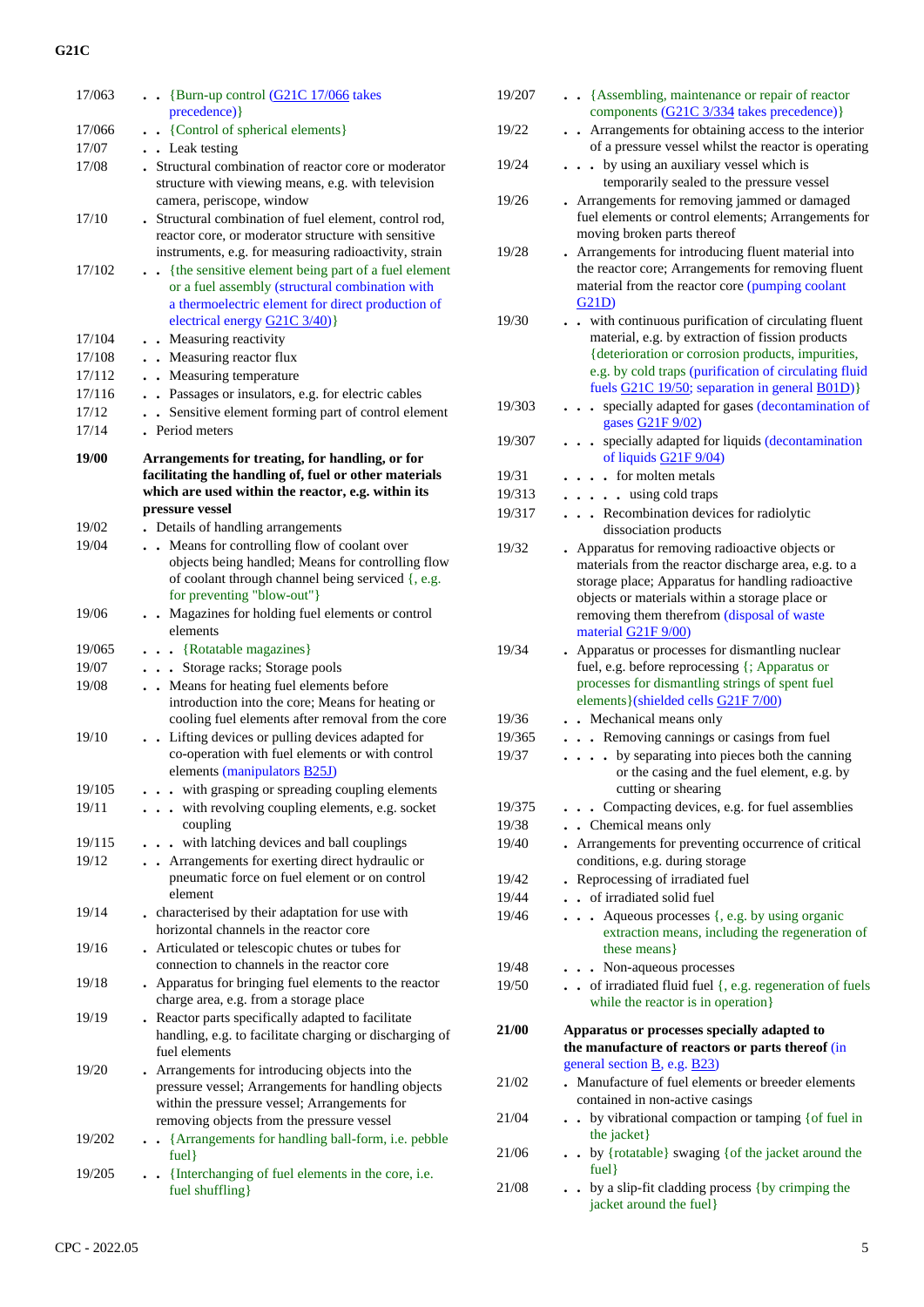| | |
|---|---|
| 17/063 | . . {Burn-up control (G21C 17/066 takes precedence)} |
| 17/066 | . . {Control of spherical elements} |
| 17/07 | . . Leak testing |
| 17/08 | . Structural combination of reactor core or moderator structure with viewing means, e.g. with television camera, periscope, window |
| 17/10 | . Structural combination of fuel element, control rod, reactor core, or moderator structure with sensitive instruments, e.g. for measuring radioactivity, strain |
| 17/102 | . . {the sensitive element being part of a fuel element or a fuel assembly (structural combination with a thermoelectric element for direct production of electrical energy G21C 3/40)} |
| 17/104 | . . Measuring reactivity |
| 17/108 | . . Measuring reactor flux |
| 17/112 | . . Measuring temperature |
| 17/116 | . . Passages or insulators, e.g. for electric cables |
| 17/12 | . . Sensitive element forming part of control element |
| 17/14 | . Period meters |
| **19/00** | **Arrangements for treating, for handling, or for facilitating the handling of, fuel or other materials which are used within the reactor, e.g. within its pressure vessel** |
| 19/02 | . Details of handling arrangements |
| 19/04 | . . Means for controlling flow of coolant over objects being handled; Means for controlling flow of coolant through channel being serviced {, e.g. for preventing "blow-out"} |
| 19/06 | . . Magazines for holding fuel elements or control elements |
| 19/065 | . . . {Rotatable magazines} |
| 19/07 | . . . Storage racks; Storage pools |
| 19/08 | . . Means for heating fuel elements before introduction into the core; Means for heating or cooling fuel elements after removal from the core |
| 19/10 | . . Lifting devices or pulling devices adapted for co-operation with fuel elements or with control elements (manipulators B25J) |
| 19/105 | . . . with grasping or spreading coupling elements |
| 19/11 | . . . with revolving coupling elements, e.g. socket coupling |
| 19/115 | . . . with latching devices and ball couplings |
| 19/12 | . . Arrangements for exerting direct hydraulic or pneumatic force on fuel element or on control element |
| 19/14 | . characterised by their adaptation for use with horizontal channels in the reactor core |
| 19/16 | . Articulated or telescopic chutes or tubes for connection to channels in the reactor core |
| 19/18 | . Apparatus for bringing fuel elements to the reactor charge area, e.g. from a storage place |
| 19/19 | . Reactor parts specifically adapted to facilitate handling, e.g. to facilitate charging or discharging of fuel elements |
| 19/20 | . Arrangements for introducing objects into the pressure vessel; Arrangements for handling objects within the pressure vessel; Arrangements for removing objects from the pressure vessel |
| 19/202 | . . {Arrangements for handling ball-form, i.e. pebble fuel} |
| 19/205 | . . {Interchanging of fuel elements in the core, i.e. fuel shuffling} |
| 19/207 | . . {Assembling, maintenance or repair of reactor components (G21C 3/334 takes precedence)} |
| 19/22 | . . Arrangements for obtaining access to the interior of a pressure vessel whilst the reactor is operating |
| 19/24 | . . . by using an auxiliary vessel which is temporarily sealed to the pressure vessel |
| 19/26 | . Arrangements for removing jammed or damaged fuel elements or control elements; Arrangements for moving broken parts thereof |
| 19/28 | . Arrangements for introducing fluent material into the reactor core; Arrangements for removing fluent material from the reactor core (pumping coolant G21D) |
| 19/30 | . . with continuous purification of circulating fluent material, e.g. by extraction of fission products {deterioration or corrosion products, impurities, e.g. by cold traps (purification of circulating fluid fuels G21C 19/50; separation in general B01D)} |
| 19/303 | . . . specially adapted for gases (decontamination of gases G21F 9/02) |
| 19/307 | . . . specially adapted for liquids (decontamination of liquids G21F 9/04) |
| 19/31 | . . . . for molten metals |
| 19/313 | . . . . . using cold traps |
| 19/317 | . . . Recombination devices for radiolytic dissociation products |
| 19/32 | . Apparatus for removing radioactive objects or materials from the reactor discharge area, e.g. to a storage place; Apparatus for handling radioactive objects or materials within a storage place or removing them therefrom (disposal of waste material G21F 9/00) |
| 19/34 | . Apparatus or processes for dismantling nuclear fuel, e.g. before reprocessing {; Apparatus or processes for dismantling strings of spent fuel elements}(shielded cells G21F 7/00) |
| 19/36 | . . Mechanical means only |
| 19/365 | . . . Removing cannings or casings from fuel |
| 19/37 | . . . . by separating into pieces both the canning or the casing and the fuel element, e.g. by cutting or shearing |
| 19/375 | . . . Compacting devices, e.g. for fuel assemblies |
| 19/38 | . . Chemical means only |
| 19/40 | . Arrangements for preventing occurrence of critical conditions, e.g. during storage |
| 19/42 | . Reprocessing of irradiated fuel |
| 19/44 | . . of irradiated solid fuel |
| 19/46 | . . . Aqueous processes {, e.g. by using organic extraction means, including the regeneration of these means} |
| 19/48 | . . . Non-aqueous processes |
| 19/50 | . . of irradiated fluid fuel {, e.g. regeneration of fuels while the reactor is in operation} |
| **21/00** | **Apparatus or processes specially adapted to the manufacture of reactors or parts thereof** (in general section B, e.g. B23) |
| 21/02 | . Manufacture of fuel elements or breeder elements contained in non-active casings |
| 21/04 | . . by vibrational compaction or tamping {of fuel in the jacket} |
| 21/06 | . . by {rotatable} swaging {of the jacket around the fuel} |
| 21/08 | . . by a slip-fit cladding process {by crimping the jacket around the fuel} |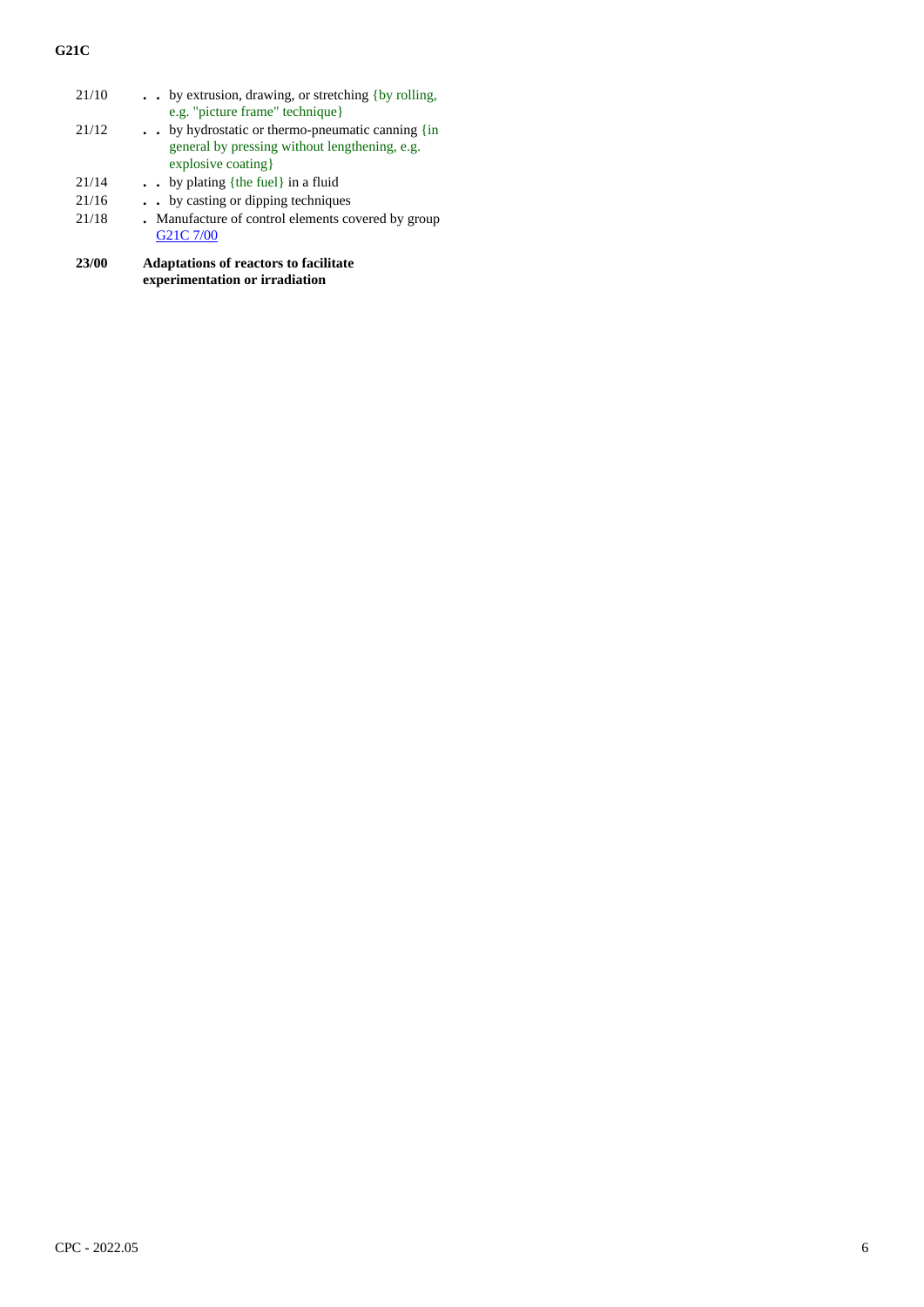| | |
|---|---|
| 21/10 | . . by extrusion, drawing, or stretching {by rolling, e.g. "picture frame" technique} |
| 21/12 | . . by hydrostatic or thermo-pneumatic canning {in general by pressing without lengthening, e.g. explosive coating} |
| 21/14 | . . by plating {the fuel} in a fluid |
| 21/16 | . . by casting or dipping techniques |
| 21/18 | . Manufacture of control elements covered by group G21C 7/00 |
| **23/00** | **Adaptations of reactors to facilitate experimentation or irradiation** |